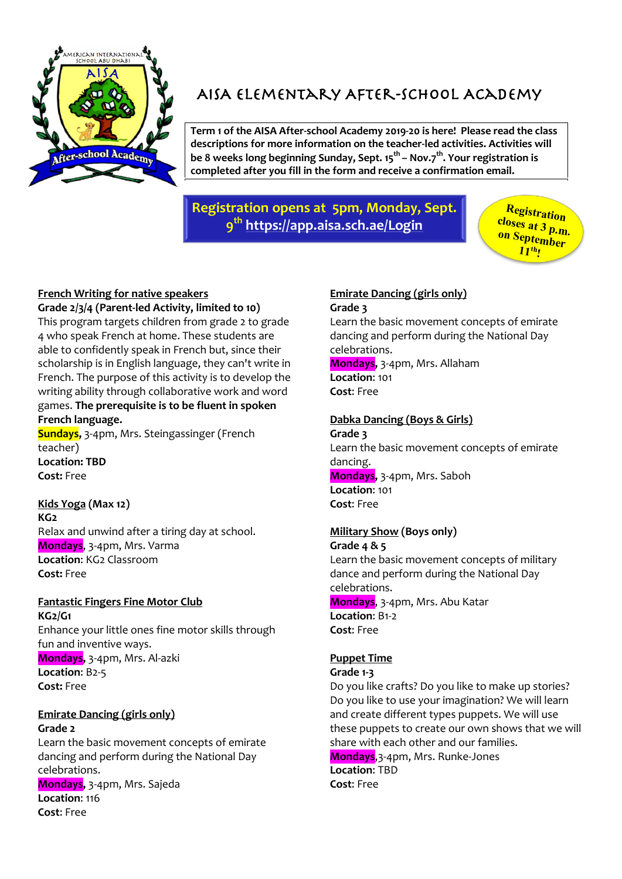# AISA ELEMENTARY AFTER-SCHOOL ACADEMY

**Term 1 of the AISA After-school Academy 2019-20 is here! Please read the class descriptions for more information on the teacher-led activities. Activities will be 8 weeks long beginning Sunday, Sept. 15th – Nov.7th. Your registration is completed after you fill in the form and receive a confirmation email.**

**Registration opens at 5pm, Monday, Sept. 9th https://app.aisa.sch.ae/Login**

**Registration closes at 3 p.m. on September 11th!**

**French Writing for native speakers**
**Grade 2/3/4 (Parent-led Activity, limited to 10)**
This program targets children from grade 2 to grade 4 who speak French at home. These students are able to confidently speak in French but, since their scholarship is in English language, they can't write in French. The purpose of this activity is to develop the writing ability through collaborative work and word games. **The prerequisite is to be fluent in spoken French language.**
**Sundays**, 3-4pm, Mrs. Steingassinger (French teacher)
**Location: TBD**
**Cost:** Free

**Kids Yoga (Max 12)**
**KG2**
Relax and unwind after a tiring day at school.
**Mondays**, 3-4pm, Mrs. Varma
**Location**: KG2 Classroom
**Cost:** Free

**Fantastic Fingers Fine Motor Club**
**KG2/G1**
Enhance your little ones fine motor skills through fun and inventive ways.
**Mondays**, 3-4pm, Mrs. Al-azki
**Location**: B2-5
**Cost:** Free

**Emirate Dancing (girls only)**
**Grade 2**
Learn the basic movement concepts of emirate dancing and perform during the National Day celebrations.
**Mondays**, 3-4pm, Mrs. Sajeda
**Location**: 116
**Cost**: Free

**Emirate Dancing (girls only)**
**Grade 3**
Learn the basic movement concepts of emirate dancing and perform during the National Day celebrations.
**Mondays**, 3-4pm, Mrs. Allaham
**Location**: 101
**Cost**: Free

**Dabka Dancing (Boys & Girls)**
**Grade 3**
Learn the basic movement concepts of emirate dancing.
**Mondays**, 3-4pm, Mrs. Saboh
**Location**: 101
**Cost**: Free

**Military Show (Boys only)**
**Grade 4 & 5**
Learn the basic movement concepts of military dance and perform during the National Day celebrations.
**Mondays**, 3-4pm, Mrs. Abu Katar
**Location**: B1-2
**Cost**: Free

**Puppet Time**
**Grade 1-3**
Do you like crafts? Do you like to make up stories? Do you like to use your imagination? We will learn and create different types puppets. We will use these puppets to create our own shows that we will share with each other and our families.
**Mondays**,3-4pm, Mrs. Runke-Jones
**Location**: TBD
**Cost**: Free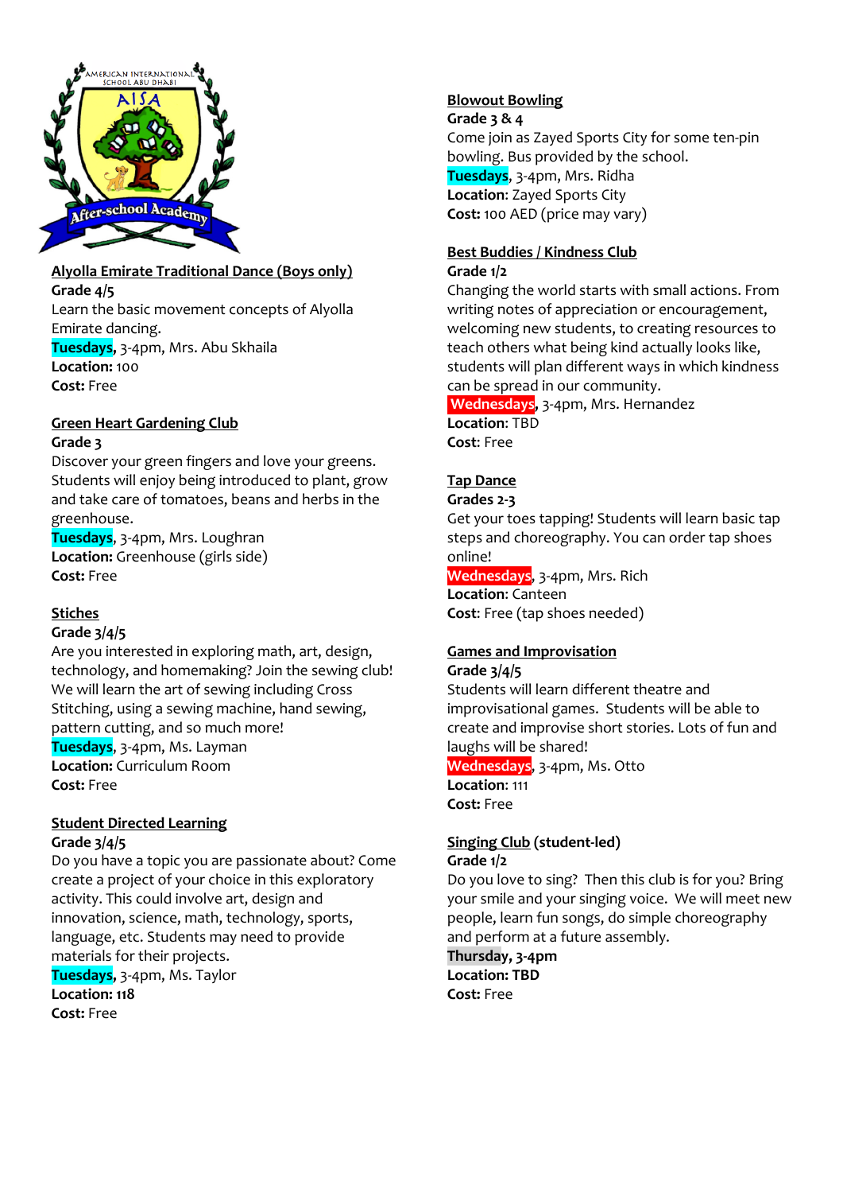AMERICAN INTERNATIONAL SCHOOL ABU DHABI

AISA

After-school Academy

**Alyolla Emirate Traditional Dance (Boys only)**
**Grade 4/5**
Learn the basic movement concepts of Alyolla Emirate dancing.
**Tuesdays,** 3-4pm, Mrs. Abu Skhaila
**Location:** 100
**Cost:** Free

**Green Heart Gardening Club**
**Grade 3**
Discover your green fingers and love your greens. Students will enjoy being introduced to plant, grow and take care of tomatoes, beans and herbs in the greenhouse.
**Tuesdays**, 3-4pm, Mrs. Loughran
**Location:** Greenhouse (girls side)
**Cost:** Free

**Stiches**
**Grade 3/4/5**
Are you interested in exploring math, art, design, technology, and homemaking? Join the sewing club! We will learn the art of sewing including Cross Stitching, using a sewing machine, hand sewing, pattern cutting, and so much more!
**Tuesdays**, 3-4pm, Ms. Layman
**Location:** Curriculum Room
**Cost:** Free

**Student Directed Learning**
**Grade 3/4/5**
Do you have a topic you are passionate about? Come create a project of your choice in this exploratory activity. This could involve art, design and innovation, science, math, technology, sports, language, etc. Students may need to provide materials for their projects.
**Tuesdays,** 3-4pm, Ms. Taylor
**Location: 118**
**Cost:** Free

**Blowout Bowling**
**Grade 3 & 4**
Come join as Zayed Sports City for some ten-pin bowling. Bus provided by the school.
**Tuesdays**, 3-4pm, Mrs. Ridha
**Location**: Zayed Sports City
**Cost:** 100 AED (price may vary)

**Best Buddies / Kindness Club**
**Grade 1/2**
Changing the world starts with small actions. From writing notes of appreciation or encouragement, welcoming new students, to creating resources to teach others what being kind actually looks like, students will plan different ways in which kindness can be spread in our community.
**Wednesdays**, 3-4pm, Mrs. Hernandez
**Location**: TBD
**Cost**: Free

**Tap Dance**
**Grades 2-3**
Get your toes tapping! Students will learn basic tap steps and choreography. You can order tap shoes online!
**Wednesdays**, 3-4pm, Mrs. Rich
**Location**: Canteen
**Cost**: Free (tap shoes needed)

**Games and Improvisation**
**Grade 3/4/5**
Students will learn different theatre and improvisational games. Students will be able to create and improvise short stories. Lots of fun and laughs will be shared!
**Wednesdays**, 3-4pm, Ms. Otto
**Location**: 111
**Cost:** Free

**Singing Club** (student-led)
**Grade 1/2**
Do you love to sing? Then this club is for you? Bring your smile and your singing voice. We will meet new people, learn fun songs, do simple choreography and perform at a future assembly.
**Thursday, 3-4pm**
**Location: TBD**
**Cost:** Free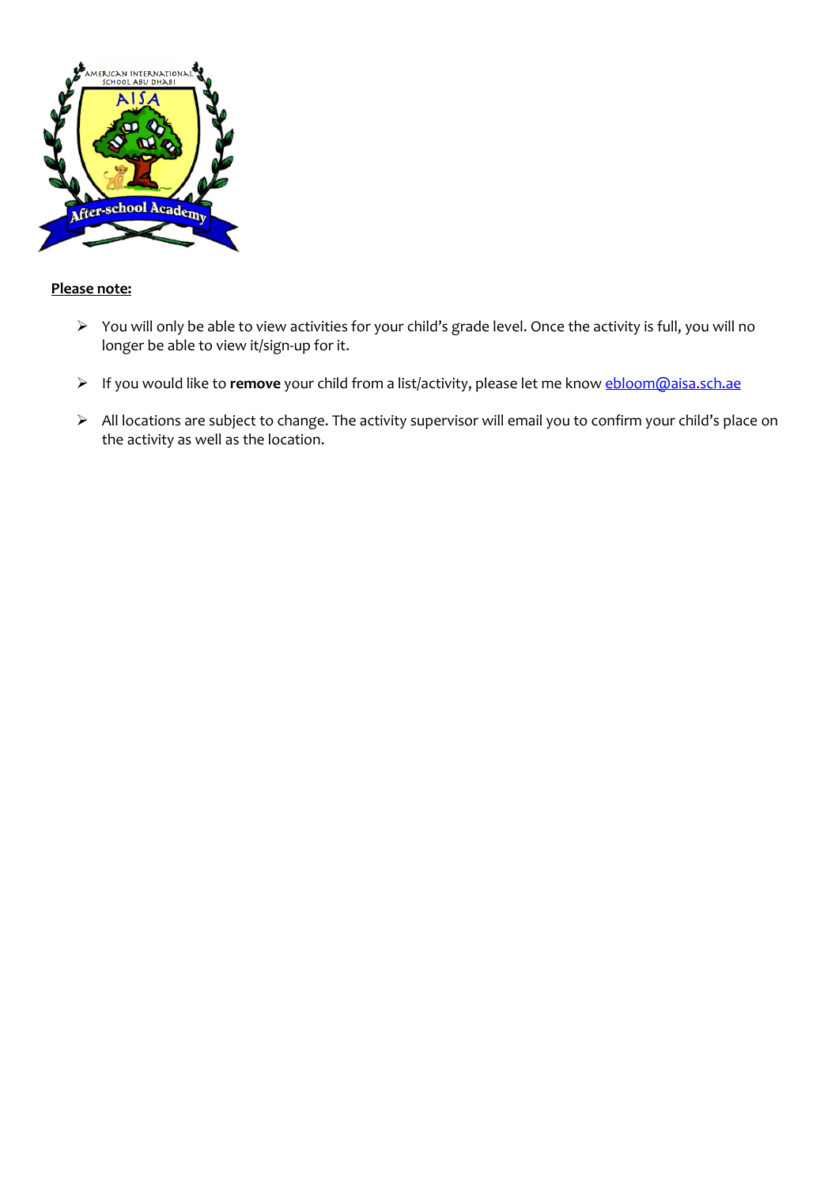**Please note:**

- You will only be able to view activities for your child's grade level. Once the activity is full, you will no longer be able to view it/sign-up for it.
- If you would like to **remove** your child from a list/activity, please let me know ebloom@aisa.sch.ae
- All locations are subject to change. The activity supervisor will email you to confirm your child's place on the activity as well as the location.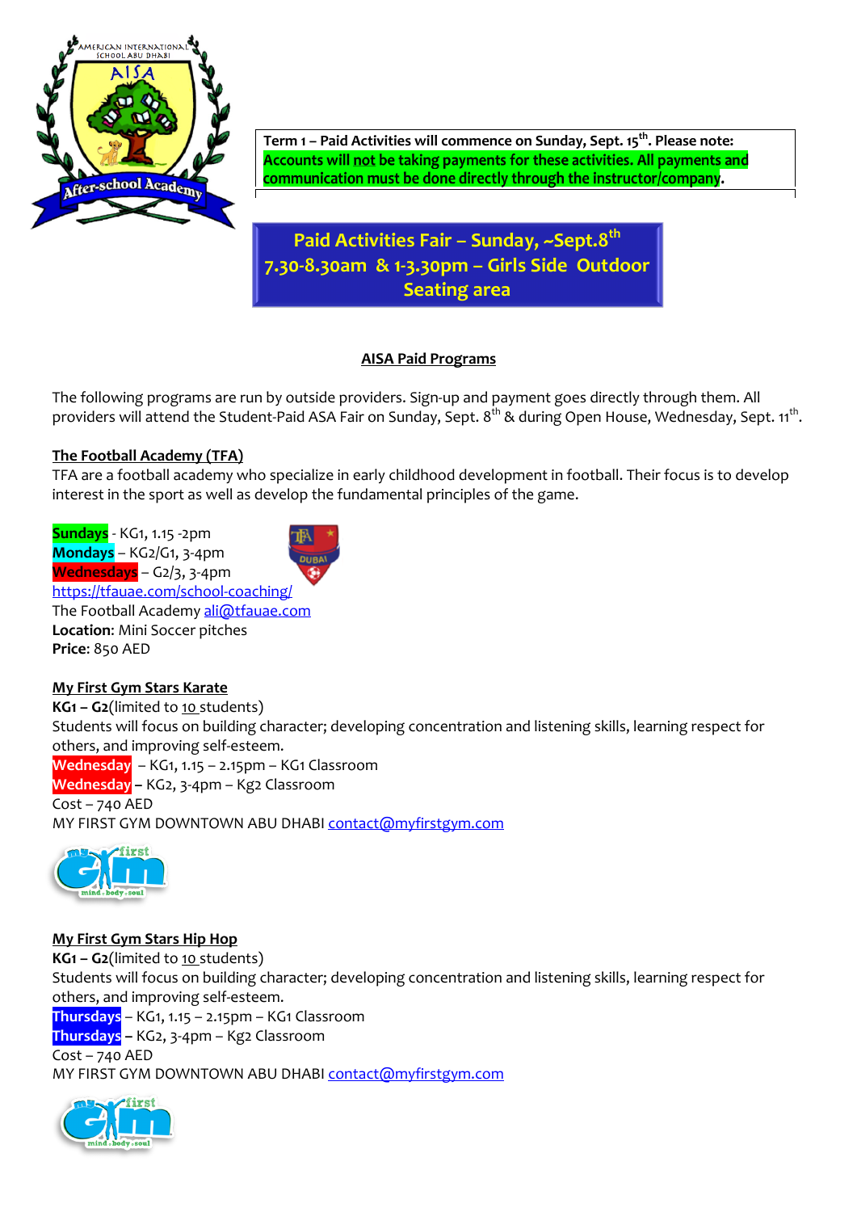**Term 1 – Paid Activities will commence on Sunday, Sept. 15th. Please note: Accounts will not be taking payments for these activities. All payments and communication must be done directly through the instructor/company.**

**Paid Activities Fair – Sunday, ~Sept.8th 7.30-8.30am & 1-3.30pm – Girls Side Outdoor Seating area**

## AISA Paid Programs

The following programs are run by outside providers. Sign-up and payment goes directly through them. All providers will attend the Student-Paid ASA Fair on Sunday, Sept. 8th & during Open House, Wednesday, Sept. 11th.

### The Football Academy (TFA)

TFA are a football academy who specialize in early childhood development in football. Their focus is to develop interest in the sport as well as develop the fundamental principles of the game.

Sundays - KG1, 1.15 -2pm
Mondays – KG2/G1, 3-4pm
Wednesdays – G2/3, 3-4pm
https://tfauae.com/school-coaching/
The Football Academy ali@tfauae.com
**Location**: Mini Soccer pitches
**Price**: 850 AED

### My First Gym Stars Karate

**KG1 – G2**(limited to 10 students)
Students will focus on building character; developing concentration and listening skills, learning respect for others, and improving self-esteem.
Wednesday – KG1, 1.15 – 2.15pm – KG1 Classroom
Wednesday – KG2, 3-4pm – Kg2 Classroom
Cost – 740 AED
MY FIRST GYM DOWNTOWN ABU DHABI contact@myfirstgym.com

### My First Gym Stars Hip Hop

**KG1 – G2**(limited to 10 students)
Students will focus on building character; developing concentration and listening skills, learning respect for others, and improving self-esteem.
Thursdays – KG1, 1.15 – 2.15pm – KG1 Classroom
Thursdays – KG2, 3-4pm – Kg2 Classroom
Cost – 740 AED
MY FIRST GYM DOWNTOWN ABU DHABI contact@myfirstgym.com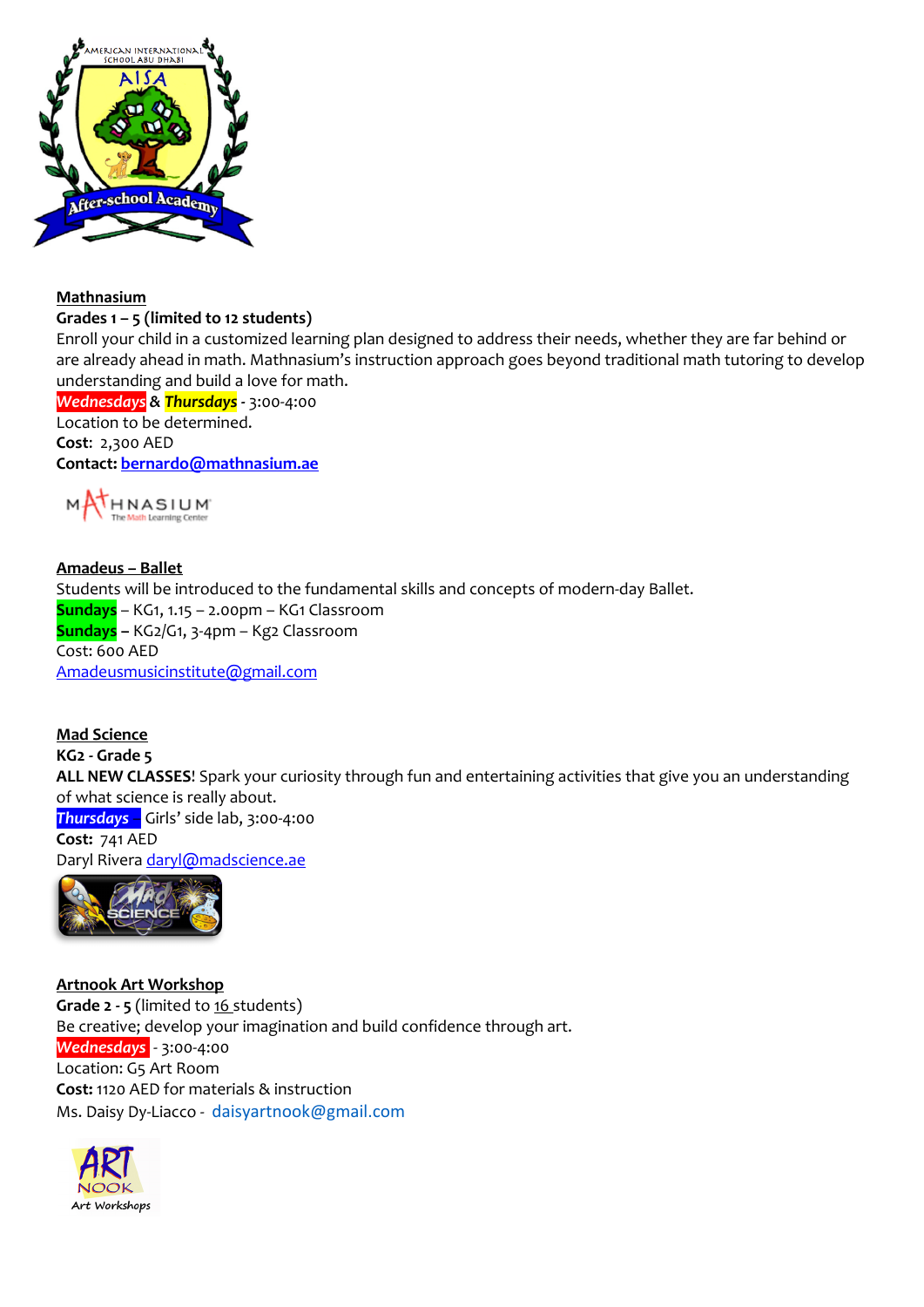**Mathnasium**

**Grades 1 – 5 (limited to 12 students)**

Enroll your child in a customized learning plan designed to address their needs, whether they are far behind or are already ahead in math. Mathnasium's instruction approach goes beyond traditional math tutoring to develop understanding and build a love for math.

***Wednesdays*** & ***Thursdays*** - 3:00-4:00

Location to be determined.

**Cost**: 2,300 AED

**Contact:** bernardo@mathnasium.ae

**Amadeus – Ballet**

Students will be introduced to the fundamental skills and concepts of modern-day Ballet.

**Sundays** – KG1, 1.15 – 2.00pm – KG1 Classroom

**Sundays –** KG2/G1, 3-4pm – Kg2 Classroom

Cost: 600 AED

Amadeusmusicinstitute@gmail.com

**Mad Science**

**KG2 - Grade 5**

**ALL NEW CLASSES**! Spark your curiosity through fun and entertaining activities that give you an understanding of what science is really about.

***Thursdays*** – Girls' side lab, 3:00-4:00

**Cost:** 741 AED

Daryl Rivera daryl@madscience.ae

**Artnook Art Workshop**

**Grade 2 - 5** (limited to 16 students)

Be creative; develop your imagination and build confidence through art.

***Wednesdays*** - 3:00-4:00

Location: G5 Art Room

**Cost:** 1120 AED for materials & instruction

Ms. Daisy Dy-Liacco - daisyartnook@gmail.com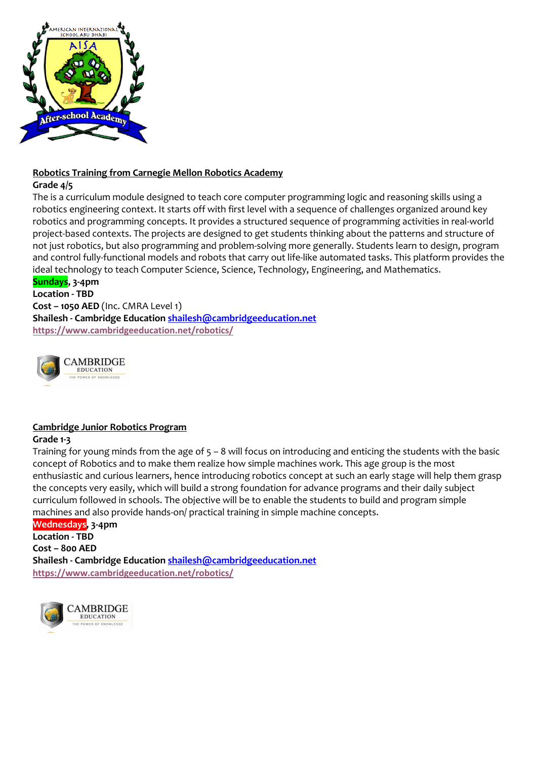**Robotics Training from Carnegie Mellon Robotics Academy**

**Grade 4/5**

The is a curriculum module designed to teach core computer programming logic and reasoning skills using a robotics engineering context. It starts off with first level with a sequence of challenges organized around key robotics and programming concepts. It provides a structured sequence of programming activities in real-world project-based contexts. The projects are designed to get students thinking about the patterns and structure of not just robotics, but also programming and problem-solving more generally. Students learn to design, program and control fully-functional models and robots that carry out life-like automated tasks. This platform provides the ideal technology to teach Computer Science, Science, Technology, Engineering, and Mathematics.

**Sundays, 3-4pm**

**Location - TBD**

**Cost – 1050 AED** (Inc. CMRA Level 1)

**Shailesh - Cambridge Education** shailesh@cambridgeeducation.net

https://www.cambridgeeducation.net/robotics/

**Cambridge Junior Robotics Program**

**Grade 1-3**

Training for young minds from the age of 5 – 8 will focus on introducing and enticing the students with the basic concept of Robotics and to make them realize how simple machines work. This age group is the most enthusiastic and curious learners, hence introducing robotics concept at such an early stage will help them grasp the concepts very easily, which will build a strong foundation for advance programs and their daily subject curriculum followed in schools. The objective will be to enable the students to build and program simple machines and also provide hands-on/ practical training in simple machine concepts.

**Wednesdays, 3-4pm**

**Location - TBD**

**Cost – 800 AED**

**Shailesh - Cambridge Education** shailesh@cambridgeeducation.net

https://www.cambridgeeducation.net/robotics/